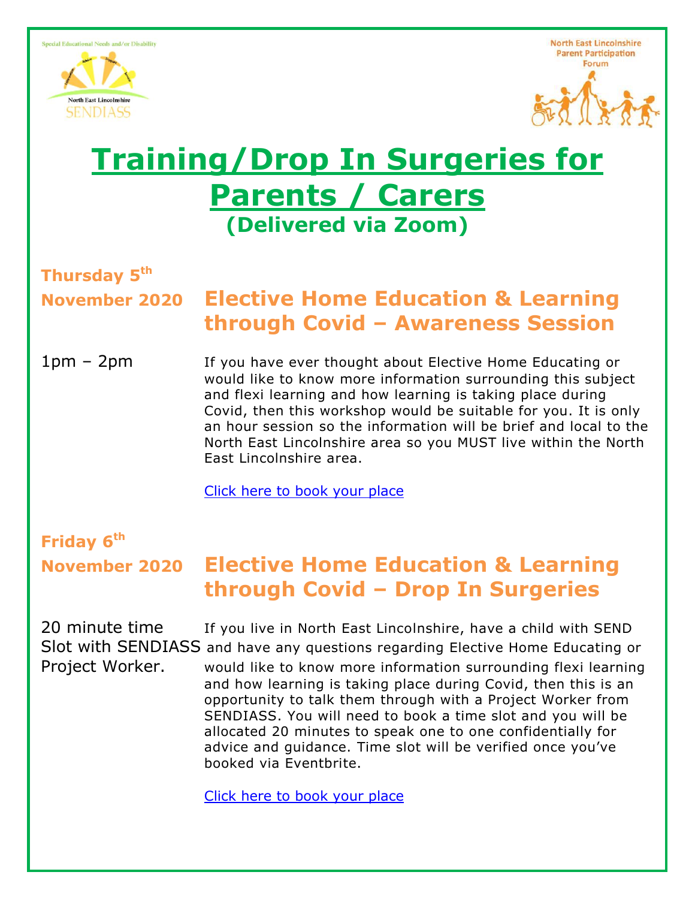Special Educational Needs and/or Disability

North East Lincolnshire SENDIASS

North East Lincolnshire Parent Participation Forum

# Training/Drop In Surgeries for Parents / Carers

## (Delivered via Zoom)

**Thursday 5th November 2020**

### Elective Home Education & Learning through Covid – Awareness Session

1pm – 2pm

If you have ever thought about Elective Home Educating or would like to know more information surrounding this subject and flexi learning and how learning is taking place during Covid, then this workshop would be suitable for you. It is only an hour session so the information will be brief and local to the North East Lincolnshire area so you MUST live within the North East Lincolnshire area.

Click here to book your place

**Friday 6th November 2020**

### Elective Home Education & Learning through Covid – Drop In Surgeries

20 minute time Slot with SENDIASS Project Worker.

If you live in North East Lincolnshire, have a child with SEND and have any questions regarding Elective Home Educating or would like to know more information surrounding flexi learning and how learning is taking place during Covid, then this is an opportunity to talk them through with a Project Worker from SENDIASS. You will need to book a time slot and you will be allocated 20 minutes to speak one to one confidentially for advice and guidance. Time slot will be verified once you've booked via Eventbrite.

Click here to book your place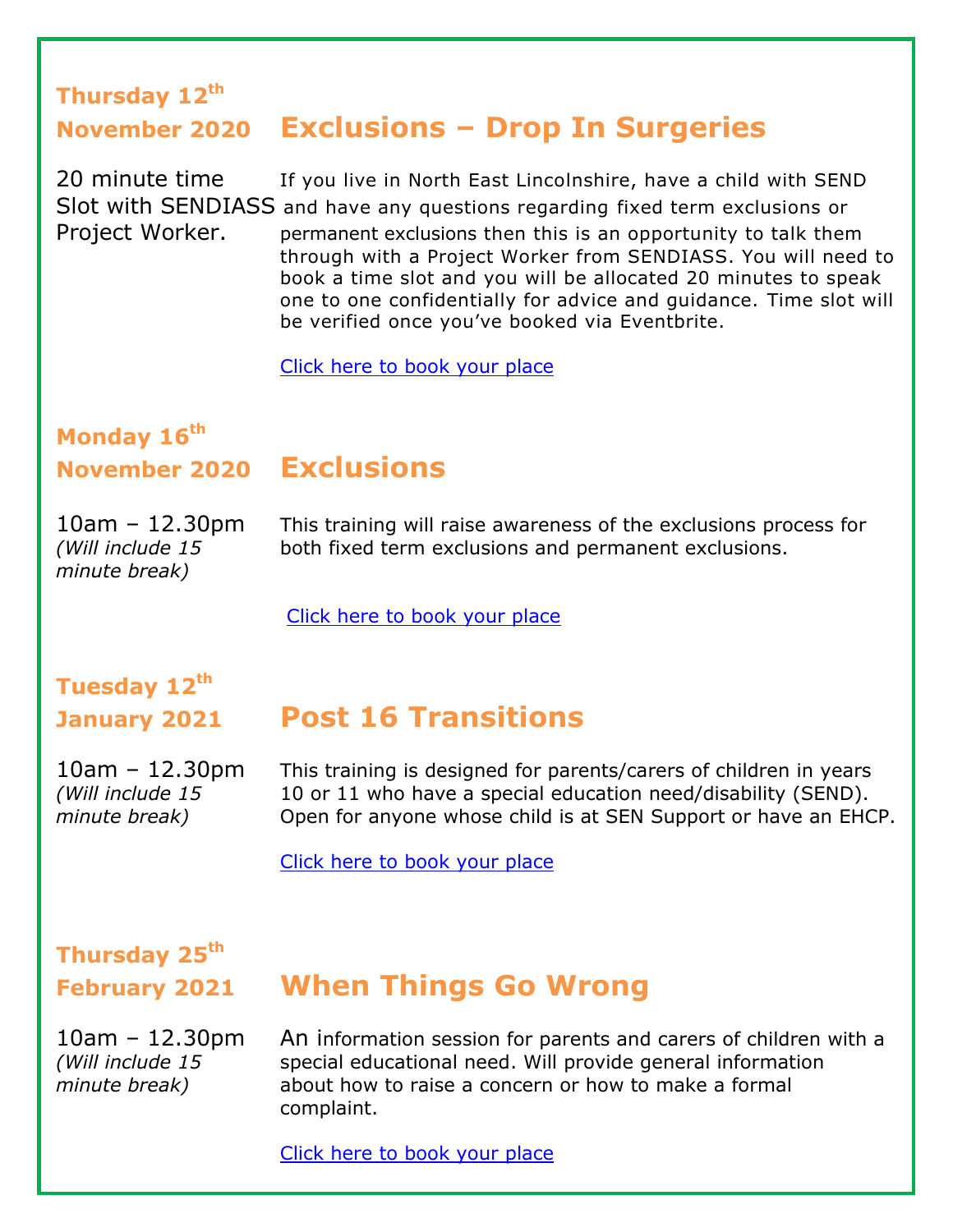**Thursday 12th November 2020**

## Exclusions – Drop In Surgeries

20 minute time Slot with SENDIASS Project Worker.

If you live in North East Lincolnshire, have a child with SEND and have any questions regarding fixed term exclusions or permanent exclusions then this is an opportunity to talk them through with a Project Worker from SENDIASS. You will need to book a time slot and you will be allocated 20 minutes to speak one to one confidentially for advice and guidance. Time slot will be verified once you've booked via Eventbrite.

Click here to book your place

**Monday 16th November 2020**

## Exclusions

10am – 12.30pm *(Will include 15 minute break)*

This training will raise awareness of the exclusions process for both fixed term exclusions and permanent exclusions.

Click here to book your place

**Tuesday 12th January 2021**

## Post 16 Transitions

10am – 12.30pm *(Will include 15 minute break)*

This training is designed for parents/carers of children in years 10 or 11 who have a special education need/disability (SEND). Open for anyone whose child is at SEN Support or have an EHCP.

Click here to book your place

**Thursday 25th February 2021**

## When Things Go Wrong

10am – 12.30pm *(Will include 15 minute break)*

An information session for parents and carers of children with a special educational need. Will provide general information about how to raise a concern or how to make a formal complaint.

Click here to book your place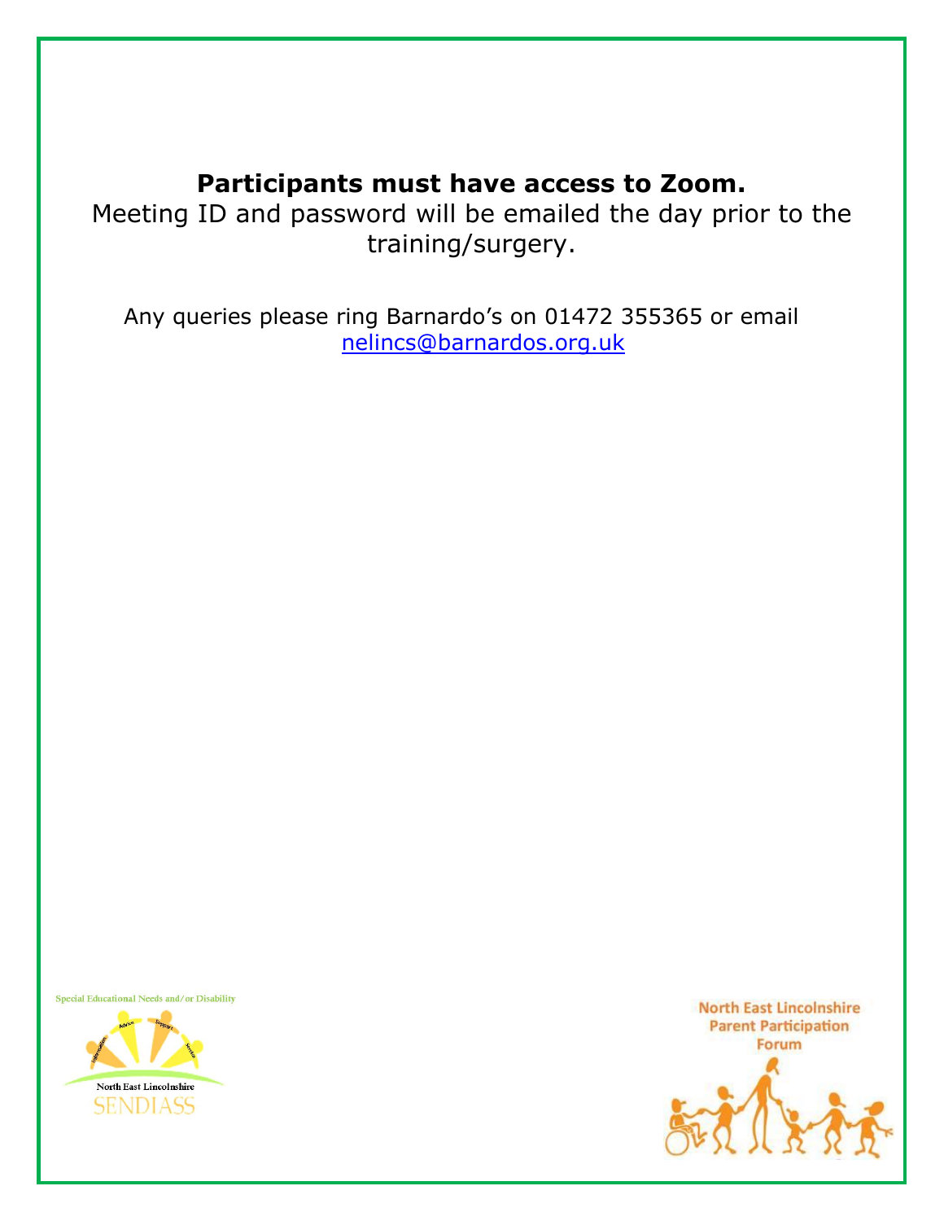**Participants must have access to Zoom.**

Meeting ID and password will be emailed the day prior to the training/surgery.

Any queries please ring Barnardo's on 01472 355365 or email nelincs@barnardos.org.uk

Special Educational Needs and/or Disability

Information Advice Support Service

North East Lincolnshire SENDIASS

North East Lincolnshire Parent Participation Forum